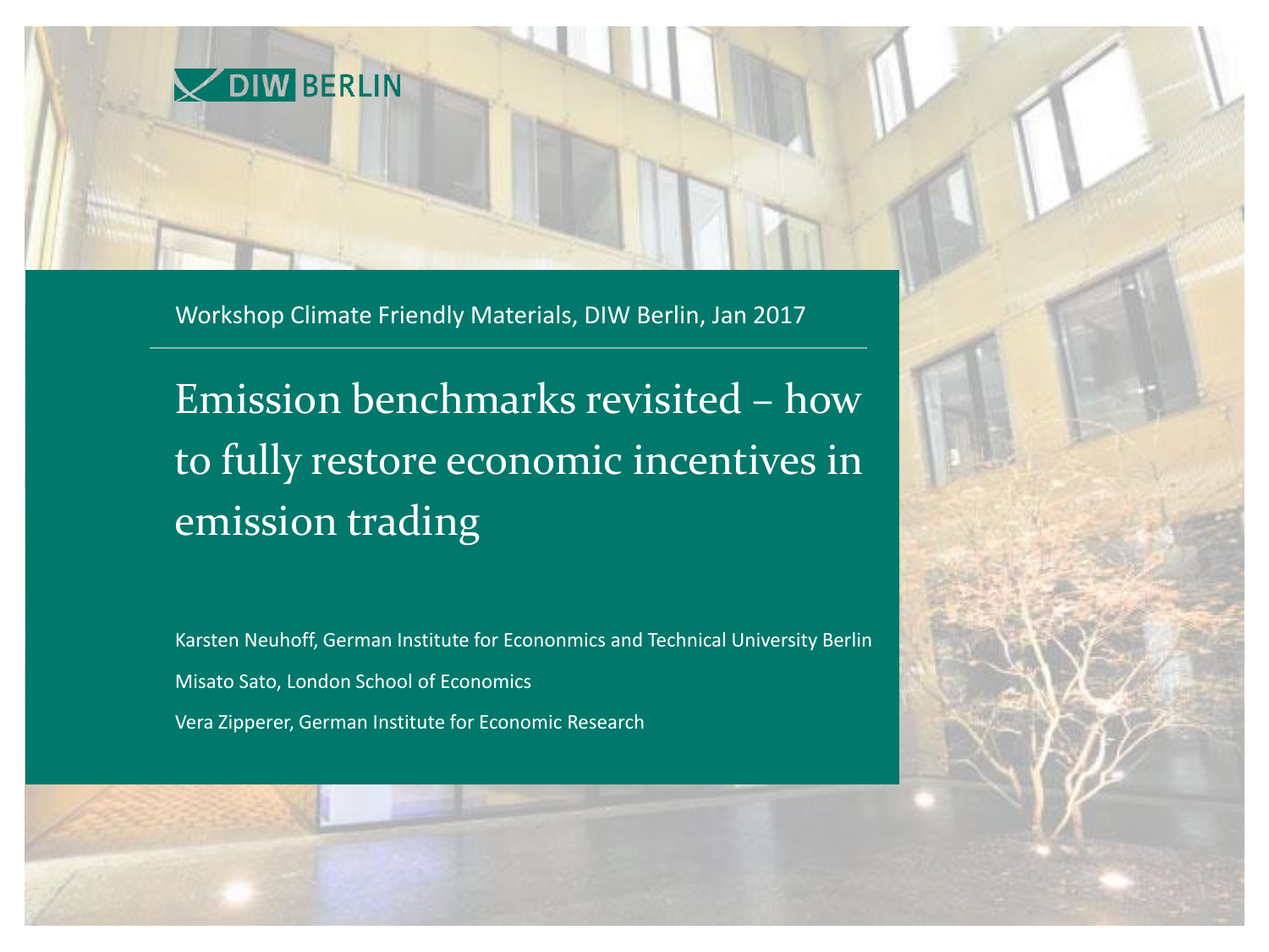DIW BERLIN

Workshop Climate Friendly Materials, DIW Berlin, Jan 2017

# Emission benchmarks revisited – how to fully restore economic incentives in emission trading

Karsten Neuhoff, German Institute for Econonmics and Technical University Berlin

Misato Sato, London School of Economics

Vera Zipperer, German Institute for Economic Research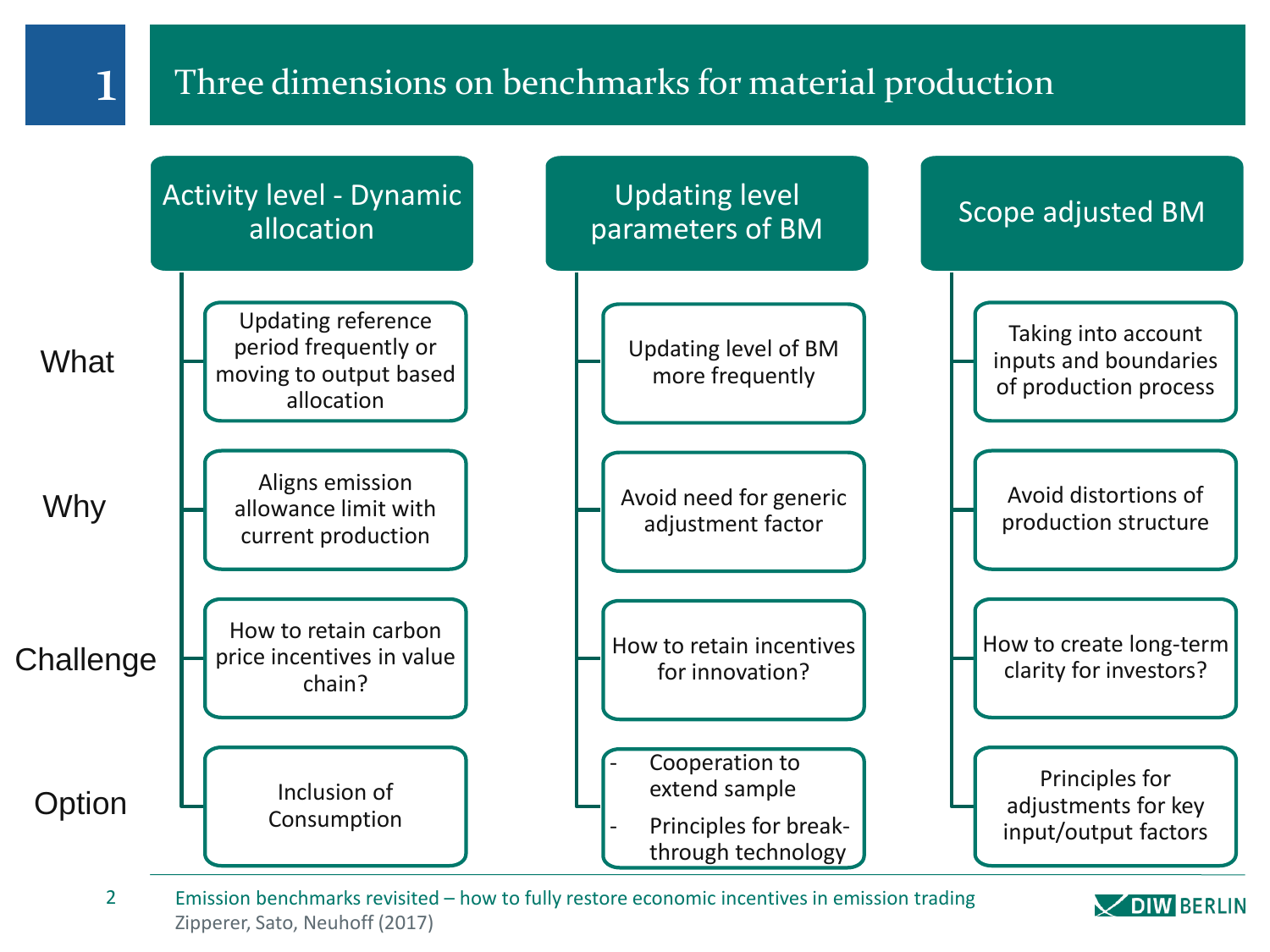# 1 Three dimensions on benchmarks for material production

| | Activity level - Dynamic allocation | Updating level parameters of BM | Scope adjusted BM |
|---|---|---|---|
| What | Updating reference period frequently or moving to output based allocation | Updating level of BM more frequently | Taking into account inputs and boundaries of production process |
| Why | Aligns emission allowance limit with current production | Avoid need for generic adjustment factor | Avoid distortions of production structure |
| Challenge | How to retain carbon price incentives in value chain? | How to retain incentives for innovation? | How to create long-term clarity for investors? |
| Option | Inclusion of Consumption | - Cooperation to extend sample<br>- Principles for break-through technology | Principles for adjustments for key input/output factors |

Emission benchmarks revisited – how to fully restore economic incentives in emission trading
Zipperer, Sato, Neuhoff (2017)

DIW BERLIN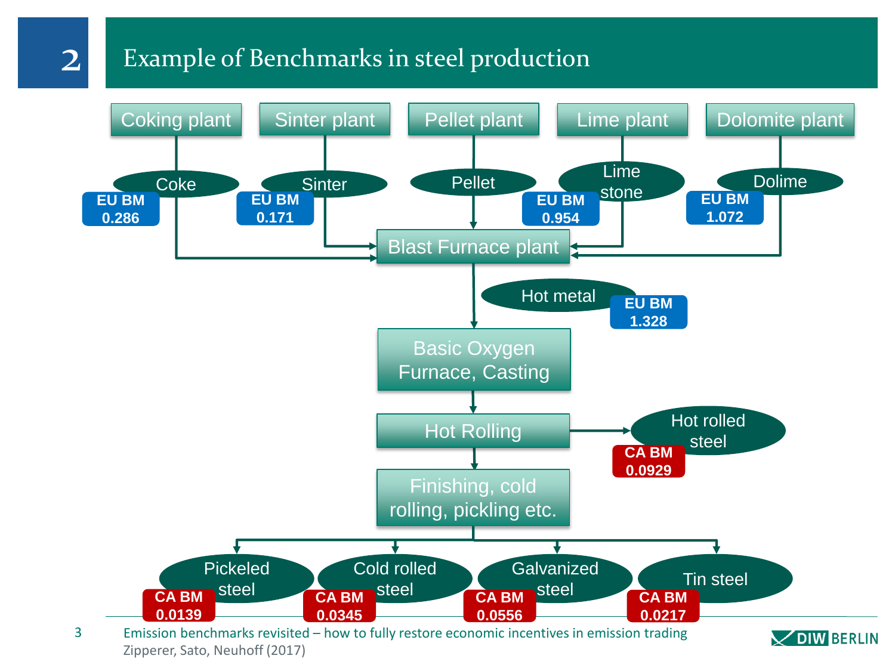# Example of Benchmarks in steel production

**Upstream plants and products feeding the Blast Furnace plant**

| Plant | Product | Benchmark |
| --- | --- | --- |
| Coking plant | Coke | EU BM 0.286 |
| Sinter plant | Sinter | EU BM 0.171 |
| Pellet plant | Pellet | |
| Lime plant | Lime stone | EU BM 0.954 |
| Dolomite plant | Dolime | EU BM 1.072 |

**Main production chain**

Blast Furnace plant → Hot metal (EU BM 1.328) → Basic Oxygen Furnace, Casting → Hot Rolling

- Hot Rolling → Hot rolled steel (CA BM 0.0929)
- Hot Rolling → Finishing, cold rolling, pickling etc.

**Products of Finishing, cold rolling, pickling etc.**

| Product | Benchmark |
| --- | --- |
| Pickeled steel | CA BM 0.0139 |
| Cold rolled steel | CA BM 0.0345 |
| Galvanized steel | CA BM 0.0556 |
| Tin steel | CA BM 0.0217 |

Emission benchmarks revisited – how to fully restore economic incentives in emission trading

Zipperer, Sato, Neuhoff (2017)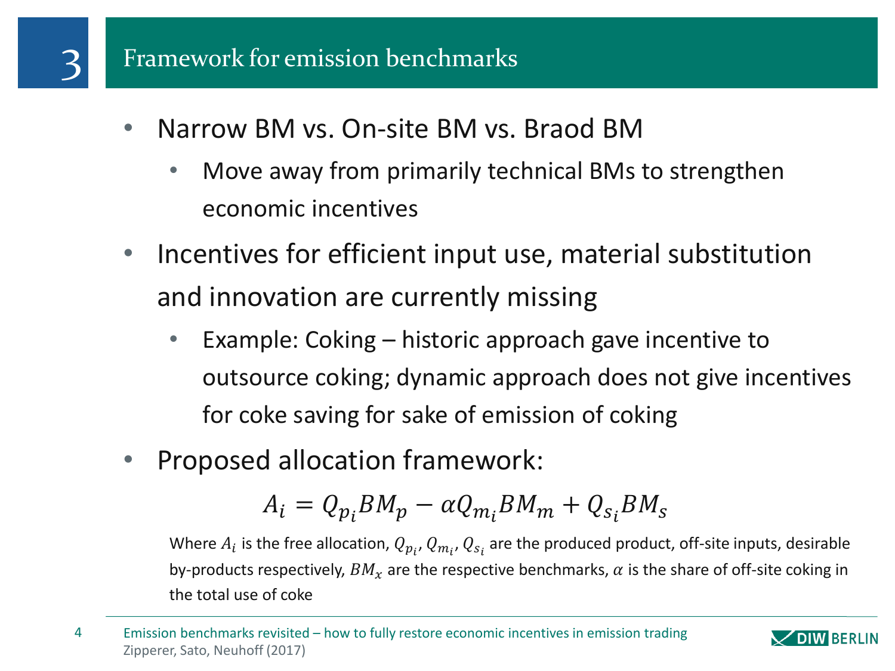# 3 Framework for emission benchmarks

- Narrow BM vs. On-site BM vs. Braod BM
  - Move away from primarily technical BMs to strengthen economic incentives
- Incentives for efficient input use, material substitution and innovation are currently missing
  - Example: Coking – historic approach gave incentive to outsource coking; dynamic approach does not give incentives for coke saving for sake of emission of coking
- Proposed allocation framework:

$$A_i = Q_{p_i} BM_p - \alpha Q_{m_i} BM_m + Q_{s_i} BM_s$$

Where $A_i$ is the free allocation, $Q_{p_i}$, $Q_{m_i}$, $Q_{s_i}$ are the produced product, off-site inputs, desirable by-products respectively, $BM_x$ are the respective benchmarks, $\alpha$ is the share of off-site coking in the total use of coke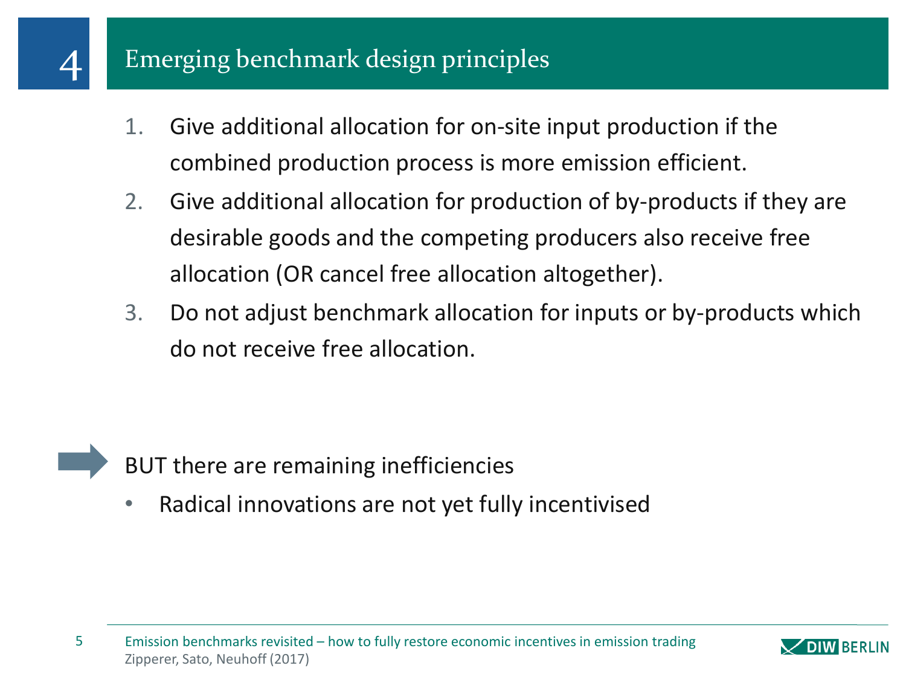# 4 Emerging benchmark design principles

1. Give additional allocation for on-site input production if the combined production process is more emission efficient.
2. Give additional allocation for production of by-products if they are desirable goods and the competing producers also receive free allocation (OR cancel free allocation altogether).
3. Do not adjust benchmark allocation for inputs or by-products which do not receive free allocation.

BUT there are remaining inefficiencies

- Radical innovations are not yet fully incentivised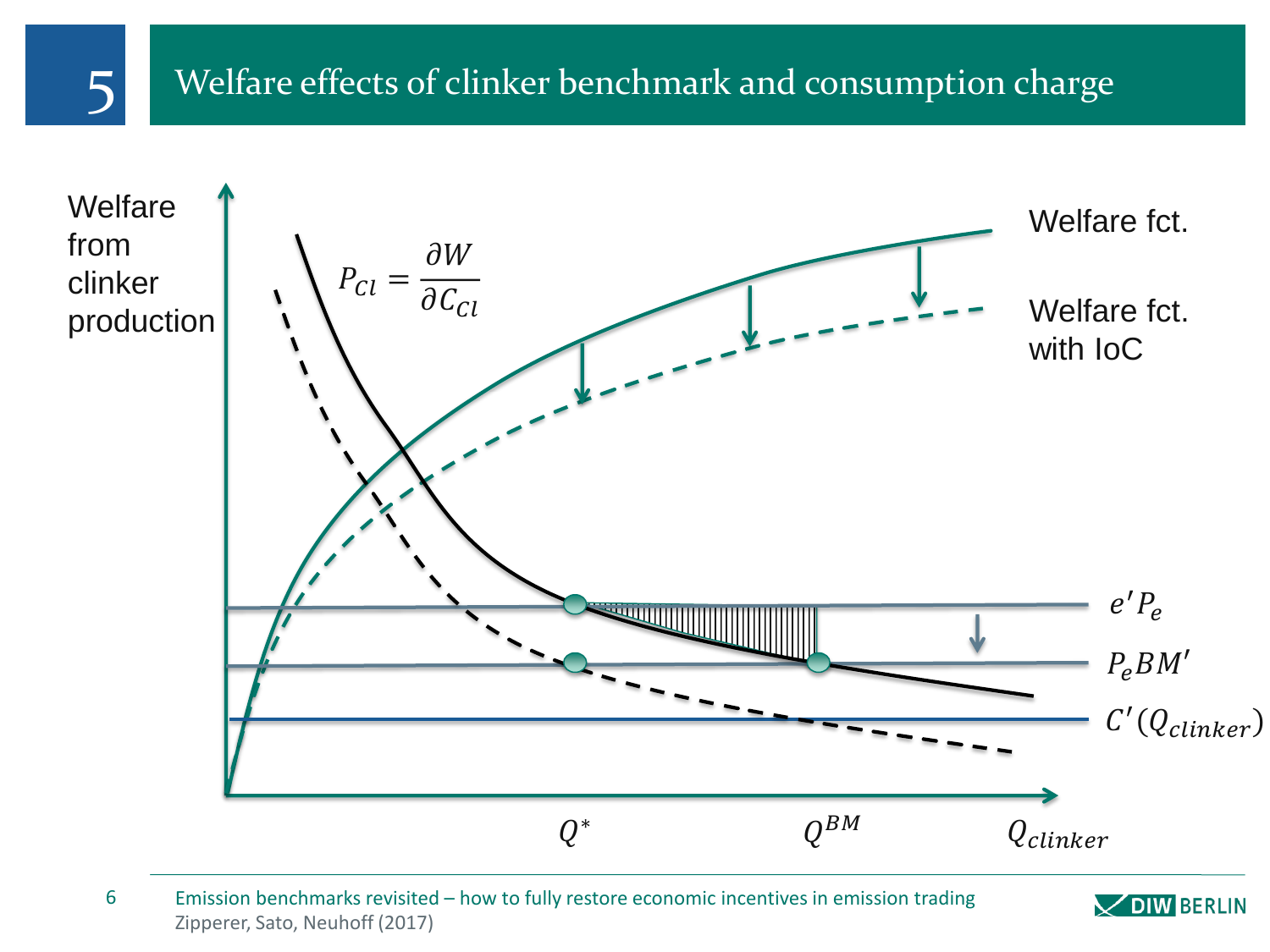# 5 Welfare effects of clinker benchmark and consumption charge

Welfare from clinker production

$P_{Cl} = \frac{\partial W}{\partial C_{Cl}}$

Welfare fct.

Welfare fct. with IoC

$e' P_e$

$P_e BM'$

$C'(Q_{clinker})$

$Q^*$

$Q^{BM}$

$Q_{clinker}$

Emission benchmarks revisited – how to fully restore economic incentives in emission trading
Zipperer, Sato, Neuhoff (2017)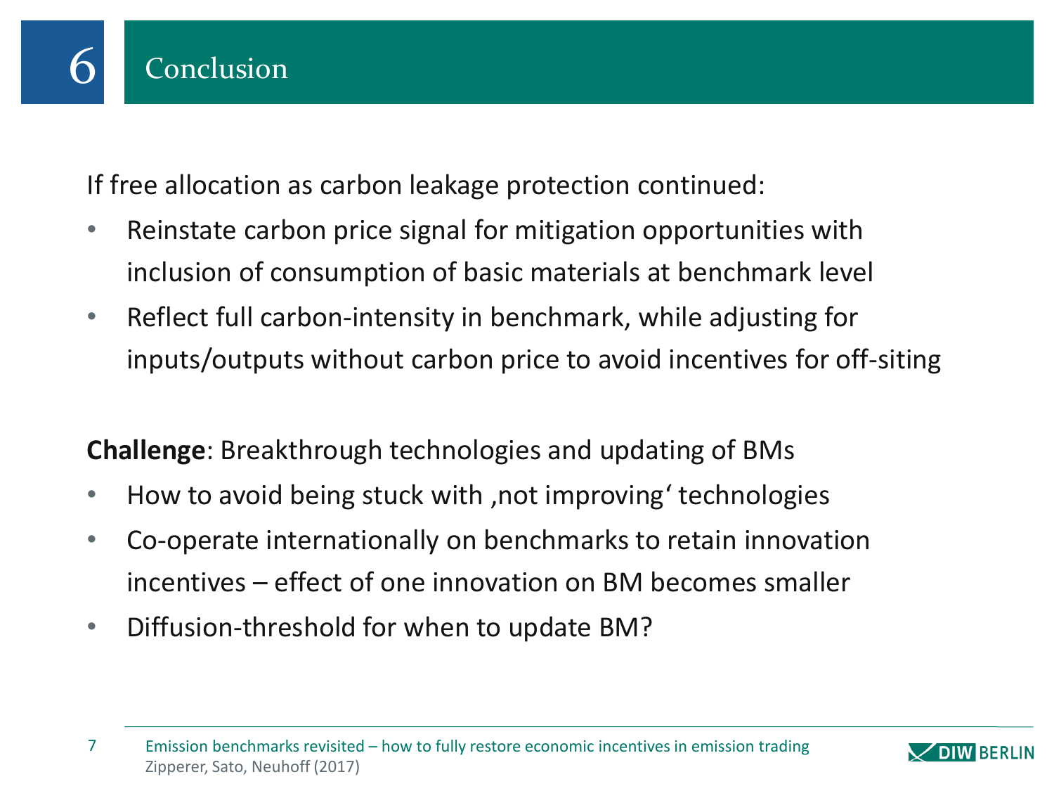# 6 Conclusion

If free allocation as carbon leakage protection continued:

- Reinstate carbon price signal for mitigation opportunities with inclusion of consumption of basic materials at benchmark level
- Reflect full carbon-intensity in benchmark, while adjusting for inputs/outputs without carbon price to avoid incentives for off-siting

**Challenge**: Breakthrough technologies and updating of BMs

- How to avoid being stuck with ‚not improving' technologies
- Co-operate internationally on benchmarks to retain innovation incentives – effect of one innovation on BM becomes smaller
- Diffusion-threshold for when to update BM?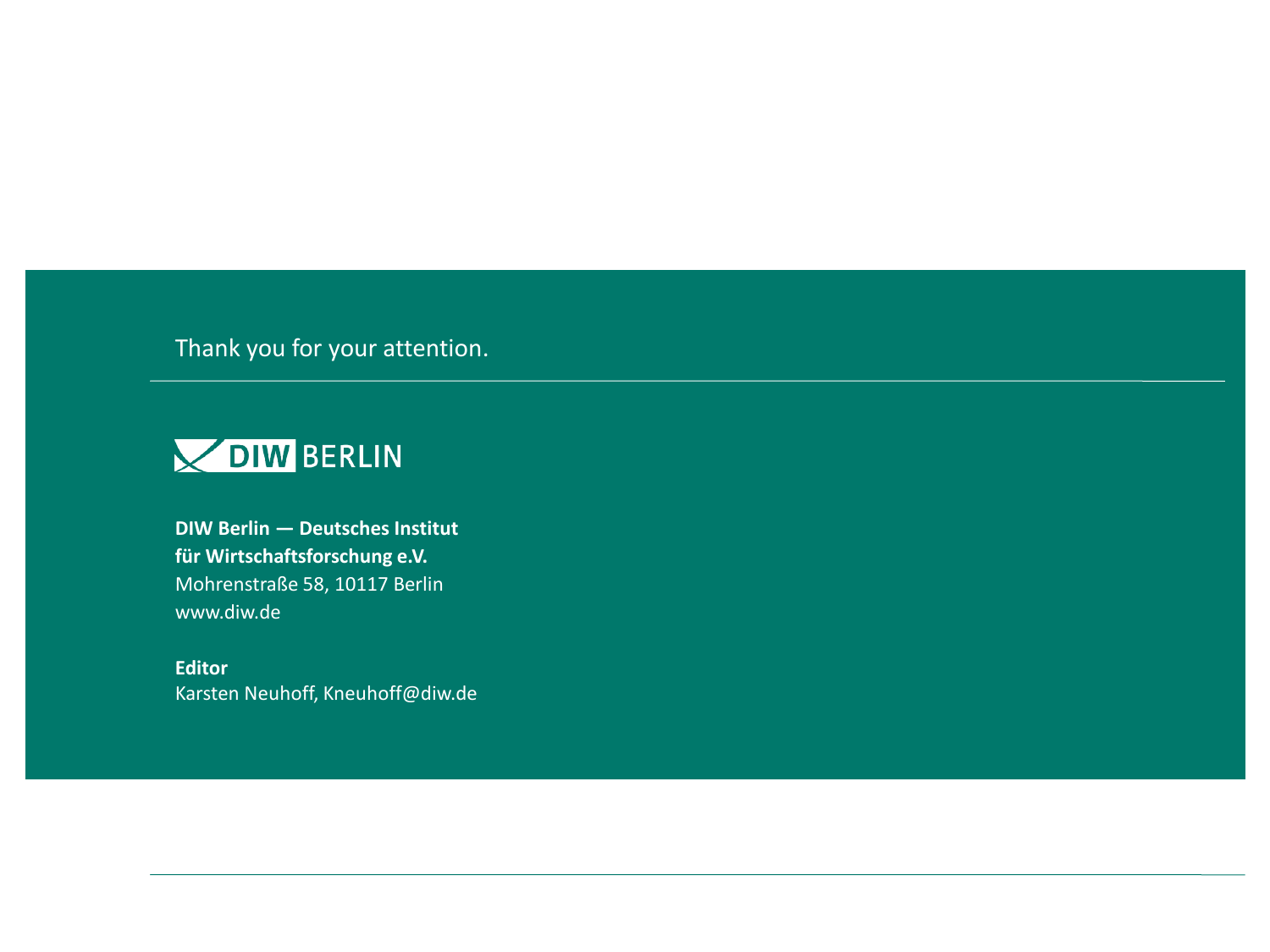Thank you for your attention.

DIW BERLIN

**DIW Berlin — Deutsches Institut für Wirtschaftsforschung e.V.**
Mohrenstraße 58, 10117 Berlin
www.diw.de

**Editor**
Karsten Neuhoff, Kneuhoff@diw.de